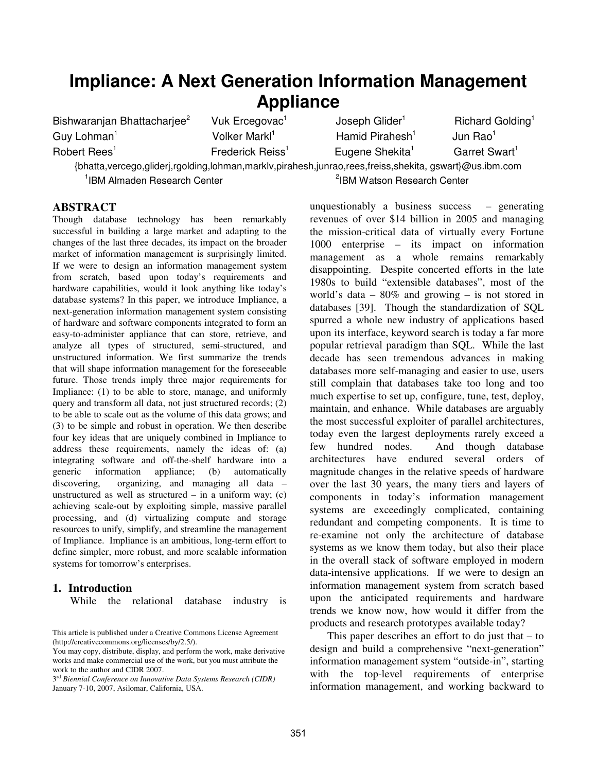# Impliance: A Next Generation Information Management Appliance

Bishwaranjan Bhattacharjee[2] Vuk Ercegovac[1] Joseph Glider[1] Richard Golding[1]
Guy Lohman[1] Volker Markl[1] Hamid Pirahesh[1] Jun Rao[1]
Robert Rees[1] Frederick Reiss[1] Eugene Shekita[1] Garret Swart[1]

{bhatta,vercego,gliderj,rgolding,lohman,marklv,pirahesh,junrao,rees,freiss,shekita, gswart}@us.ibm.com

[1]IBM Almaden Research Center [2]IBM Watson Research Center

## ABSTRACT

Though database technology has been remarkably successful in building a large market and adapting to the changes of the last three decades, its impact on the broader market of information management is surprisingly limited. If we were to design an information management system from scratch, based upon today's requirements and hardware capabilities, would it look anything like today's database systems? In this paper, we introduce Impliance, a next-generation information management system consisting of hardware and software components integrated to form an easy-to-administer appliance that can store, retrieve, and analyze all types of structured, semi-structured, and unstructured information. We first summarize the trends that will shape information management for the foreseeable future. Those trends imply three major requirements for Impliance: (1) to be able to store, manage, and uniformly query and transform all data, not just structured records; (2) to be able to scale out as the volume of this data grows; and (3) to be simple and robust in operation. We then describe four key ideas that are uniquely combined in Impliance to address these requirements, namely the ideas of: (a) integrating software and off-the-shelf hardware into a generic information appliance; (b) automatically discovering, organizing, and managing all data – unstructured as well as structured – in a uniform way; (c) achieving scale-out by exploiting simple, massive parallel processing, and (d) virtualizing compute and storage resources to unify, simplify, and streamline the management of Impliance. Impliance is an ambitious, long-term effort to define simpler, more robust, and more scalable information systems for tomorrow's enterprises.

## 1. Introduction

While the relational database industry is unquestionably a business success – generating revenues of over $14 billion in 2005 and managing the mission-critical data of virtually every Fortune 1000 enterprise – its impact on information management as a whole remains remarkably disappointing. Despite concerted efforts in the late 1980s to build "extensible databases", most of the world's data – 80% and growing – is not stored in databases [39]. Though the standardization of SQL spurred a whole new industry of applications based upon its interface, keyword search is today a far more popular retrieval paradigm than SQL. While the last decade has seen tremendous advances in making databases more self-managing and easier to use, users still complain that databases take too long and too much expertise to set up, configure, tune, test, deploy, maintain, and enhance. While databases are arguably the most successful exploiter of parallel architectures, today even the largest deployments rarely exceed a few hundred nodes. And though database architectures have endured several orders of magnitude changes in the relative speeds of hardware over the last 30 years, the many tiers and layers of components in today's information management systems are exceedingly complicated, containing redundant and competing components. It is time to re-examine not only the architecture of database systems as we know them today, but also their place in the overall stack of software employed in modern data-intensive applications. If we were to design an information management system from scratch based upon the anticipated requirements and hardware trends we know now, how would it differ from the products and research prototypes available today?

This paper describes an effort to do just that – to design and build a comprehensive "next-generation" information management system "outside-in", starting with the top-level requirements of enterprise information management, and working backward to

This article is published under a Creative Commons License Agreement (http://creativecommons.org/licenses/by/2.5/).
You may copy, distribute, display, and perform the work, make derivative works and make commercial use of the work, but you must attribute the work to the author and CIDR 2007.
3rd *Biennial Conference on Innovative Data Systems Research (CIDR)* January 7-10, 2007, Asilomar, California, USA.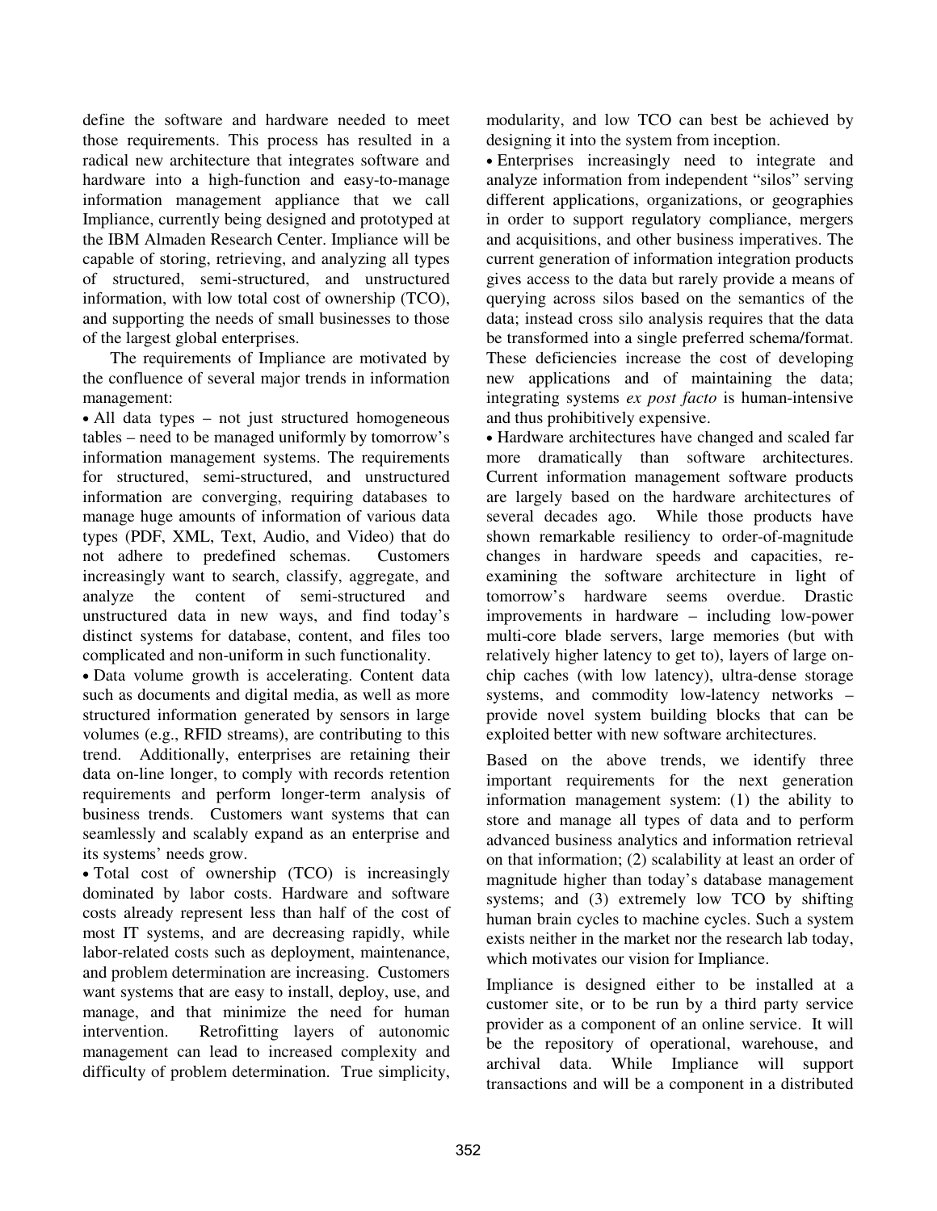define the software and hardware needed to meet those requirements. This process has resulted in a radical new architecture that integrates software and hardware into a high-function and easy-to-manage information management appliance that we call Impliance, currently being designed and prototyped at the IBM Almaden Research Center. Impliance will be capable of storing, retrieving, and analyzing all types of structured, semi-structured, and unstructured information, with low total cost of ownership (TCO), and supporting the needs of small businesses to those of the largest global enterprises.

The requirements of Impliance are motivated by the confluence of several major trends in information management:

- All data types – not just structured homogeneous tables – need to be managed uniformly by tomorrow's information management systems. The requirements for structured, semi-structured, and unstructured information are converging, requiring databases to manage huge amounts of information of various data types (PDF, XML, Text, Audio, and Video) that do not adhere to predefined schemas. Customers increasingly want to search, classify, aggregate, and analyze the content of semi-structured and unstructured data in new ways, and find today's distinct systems for database, content, and files too complicated and non-uniform in such functionality.
- Data volume growth is accelerating. Content data such as documents and digital media, as well as more structured information generated by sensors in large volumes (e.g., RFID streams), are contributing to this trend. Additionally, enterprises are retaining their data on-line longer, to comply with records retention requirements and perform longer-term analysis of business trends. Customers want systems that can seamlessly and scalably expand as an enterprise and its systems' needs grow.
- Total cost of ownership (TCO) is increasingly dominated by labor costs. Hardware and software costs already represent less than half of the cost of most IT systems, and are decreasing rapidly, while labor-related costs such as deployment, maintenance, and problem determination are increasing. Customers want systems that are easy to install, deploy, use, and manage, and that minimize the need for human intervention. Retrofitting layers of autonomic management can lead to increased complexity and difficulty of problem determination. True simplicity, modularity, and low TCO can best be achieved by designing it into the system from inception.
- Enterprises increasingly need to integrate and analyze information from independent "silos" serving different applications, organizations, or geographies in order to support regulatory compliance, mergers and acquisitions, and other business imperatives. The current generation of information integration products gives access to the data but rarely provide a means of querying across silos based on the semantics of the data; instead cross silo analysis requires that the data be transformed into a single preferred schema/format. These deficiencies increase the cost of developing new applications and of maintaining the data; integrating systems *ex post facto* is human-intensive and thus prohibitively expensive.
- Hardware architectures have changed and scaled far more dramatically than software architectures. Current information management software products are largely based on the hardware architectures of several decades ago. While those products have shown remarkable resiliency to order-of-magnitude changes in hardware speeds and capacities, re-examining the software architecture in light of tomorrow's hardware seems overdue. Drastic improvements in hardware – including low-power multi-core blade servers, large memories (but with relatively higher latency to get to), layers of large on-chip caches (with low latency), ultra-dense storage systems, and commodity low-latency networks – provide novel system building blocks that can be exploited better with new software architectures.

Based on the above trends, we identify three important requirements for the next generation information management system: (1) the ability to store and manage all types of data and to perform advanced business analytics and information retrieval on that information; (2) scalability at least an order of magnitude higher than today's database management systems; and (3) extremely low TCO by shifting human brain cycles to machine cycles. Such a system exists neither in the market nor the research lab today, which motivates our vision for Impliance.

Impliance is designed either to be installed at a customer site, or to be run by a third party service provider as a component of an online service. It will be the repository of operational, warehouse, and archival data. While Impliance will support transactions and will be a component in a distributed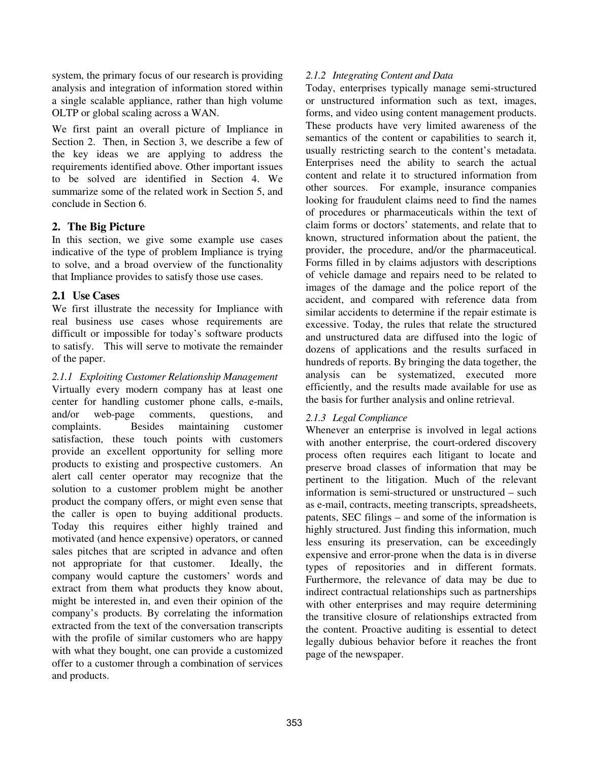system, the primary focus of our research is providing analysis and integration of information stored within a single scalable appliance, rather than high volume OLTP or global scaling across a WAN.

We first paint an overall picture of Impliance in Section 2. Then, in Section 3, we describe a few of the key ideas we are applying to address the requirements identified above. Other important issues to be solved are identified in Section 4. We summarize some of the related work in Section 5, and conclude in Section 6.

## 2. The Big Picture

In this section, we give some example use cases indicative of the type of problem Impliance is trying to solve, and a broad overview of the functionality that Impliance provides to satisfy those use cases.

### 2.1 Use Cases

We first illustrate the necessity for Impliance with real business use cases whose requirements are difficult or impossible for today's software products to satisfy. This will serve to motivate the remainder of the paper.

#### *2.1.1 Exploiting Customer Relationship Management*

Virtually every modern company has at least one center for handling customer phone calls, e-mails, and/or web-page comments, questions, and complaints. Besides maintaining customer satisfaction, these touch points with customers provide an excellent opportunity for selling more products to existing and prospective customers. An alert call center operator may recognize that the solution to a customer problem might be another product the company offers, or might even sense that the caller is open to buying additional products. Today this requires either highly trained and motivated (and hence expensive) operators, or canned sales pitches that are scripted in advance and often not appropriate for that customer. Ideally, the company would capture the customers' words and extract from them what products they know about, might be interested in, and even their opinion of the company's products. By correlating the information extracted from the text of the conversation transcripts with the profile of similar customers who are happy with what they bought, one can provide a customized offer to a customer through a combination of services and products.

#### *2.1.2 Integrating Content and Data*

Today, enterprises typically manage semi-structured or unstructured information such as text, images, forms, and video using content management products. These products have very limited awareness of the semantics of the content or capabilities to search it, usually restricting search to the content's metadata. Enterprises need the ability to search the actual content and relate it to structured information from other sources. For example, insurance companies looking for fraudulent claims need to find the names of procedures or pharmaceuticals within the text of claim forms or doctors' statements, and relate that to known, structured information about the patient, the provider, the procedure, and/or the pharmaceutical. Forms filled in by claims adjustors with descriptions of vehicle damage and repairs need to be related to images of the damage and the police report of the accident, and compared with reference data from similar accidents to determine if the repair estimate is excessive. Today, the rules that relate the structured and unstructured data are diffused into the logic of dozens of applications and the results surfaced in hundreds of reports. By bringing the data together, the analysis can be systematized, executed more efficiently, and the results made available for use as the basis for further analysis and online retrieval.

#### *2.1.3 Legal Compliance*

Whenever an enterprise is involved in legal actions with another enterprise, the court-ordered discovery process often requires each litigant to locate and preserve broad classes of information that may be pertinent to the litigation. Much of the relevant information is semi-structured or unstructured – such as e-mail, contracts, meeting transcripts, spreadsheets, patents, SEC filings – and some of the information is highly structured. Just finding this information, much less ensuring its preservation, can be exceedingly expensive and error-prone when the data is in diverse types of repositories and in different formats. Furthermore, the relevance of data may be due to indirect contractual relationships such as partnerships with other enterprises and may require determining the transitive closure of relationships extracted from the content. Proactive auditing is essential to detect legally dubious behavior before it reaches the front page of the newspaper.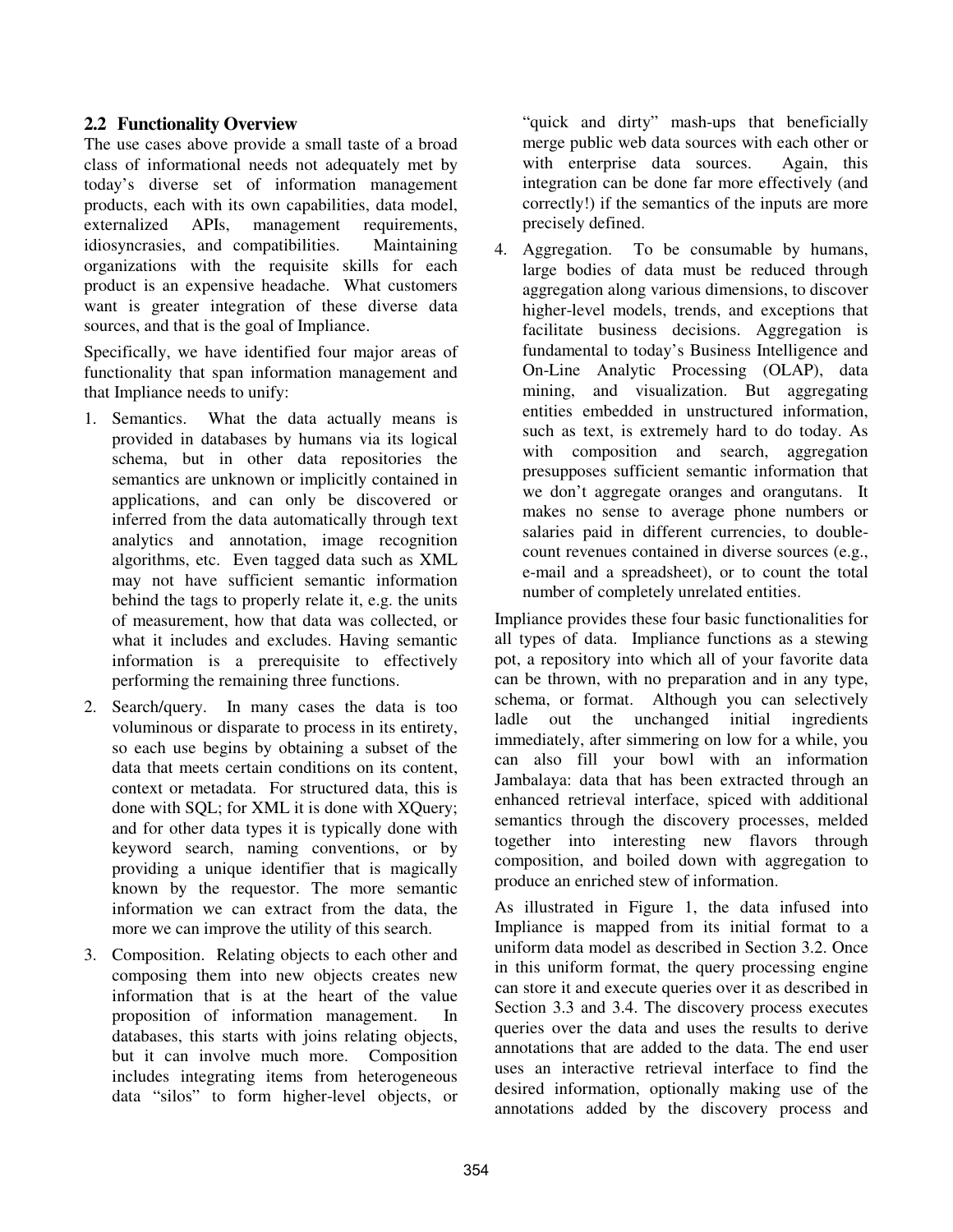## 2.2 Functionality Overview

The use cases above provide a small taste of a broad class of informational needs not adequately met by today's diverse set of information management products, each with its own capabilities, data model, externalized APIs, management requirements, idiosyncrasies, and compatibilities. Maintaining organizations with the requisite skills for each product is an expensive headache. What customers want is greater integration of these diverse data sources, and that is the goal of Impliance.

Specifically, we have identified four major areas of functionality that span information management and that Impliance needs to unify:

1. Semantics. What the data actually means is provided in databases by humans via its logical schema, but in other data repositories the semantics are unknown or implicitly contained in applications, and can only be discovered or inferred from the data automatically through text analytics and annotation, image recognition algorithms, etc. Even tagged data such as XML may not have sufficient semantic information behind the tags to properly relate it, e.g. the units of measurement, how that data was collected, or what it includes and excludes. Having semantic information is a prerequisite to effectively performing the remaining three functions.
2. Search/query. In many cases the data is too voluminous or disparate to process in its entirety, so each use begins by obtaining a subset of the data that meets certain conditions on its content, context or metadata. For structured data, this is done with SQL; for XML it is done with XQuery; and for other data types it is typically done with keyword search, naming conventions, or by providing a unique identifier that is magically known by the requestor. The more semantic information we can extract from the data, the more we can improve the utility of this search.
3. Composition. Relating objects to each other and composing them into new objects creates new information that is at the heart of the value proposition of information management. In databases, this starts with joins relating objects, but it can involve much more. Composition includes integrating items from heterogeneous data "silos" to form higher-level objects, or "quick and dirty" mash-ups that beneficially merge public web data sources with each other or with enterprise data sources. Again, this integration can be done far more effectively (and correctly!) if the semantics of the inputs are more precisely defined.
4. Aggregation. To be consumable by humans, large bodies of data must be reduced through aggregation along various dimensions, to discover higher-level models, trends, and exceptions that facilitate business decisions. Aggregation is fundamental to today's Business Intelligence and On-Line Analytic Processing (OLAP), data mining, and visualization. But aggregating entities embedded in unstructured information, such as text, is extremely hard to do today. As with composition and search, aggregation presupposes sufficient semantic information that we don't aggregate oranges and orangutans. It makes no sense to average phone numbers or salaries paid in different currencies, to double-count revenues contained in diverse sources (e.g., e-mail and a spreadsheet), or to count the total number of completely unrelated entities.

Impliance provides these four basic functionalities for all types of data. Impliance functions as a stewing pot, a repository into which all of your favorite data can be thrown, with no preparation and in any type, schema, or format. Although you can selectively ladle out the unchanged initial ingredients immediately, after simmering on low for a while, you can also fill your bowl with an information Jambalaya: data that has been extracted through an enhanced retrieval interface, spiced with additional semantics through the discovery processes, melded together into interesting new flavors through composition, and boiled down with aggregation to produce an enriched stew of information.

As illustrated in Figure 1, the data infused into Impliance is mapped from its initial format to a uniform data model as described in Section 3.2. Once in this uniform format, the query processing engine can store it and execute queries over it as described in Section 3.3 and 3.4. The discovery process executes queries over the data and uses the results to derive annotations that are added to the data. The end user uses an interactive retrieval interface to find the desired information, optionally making use of the annotations added by the discovery process and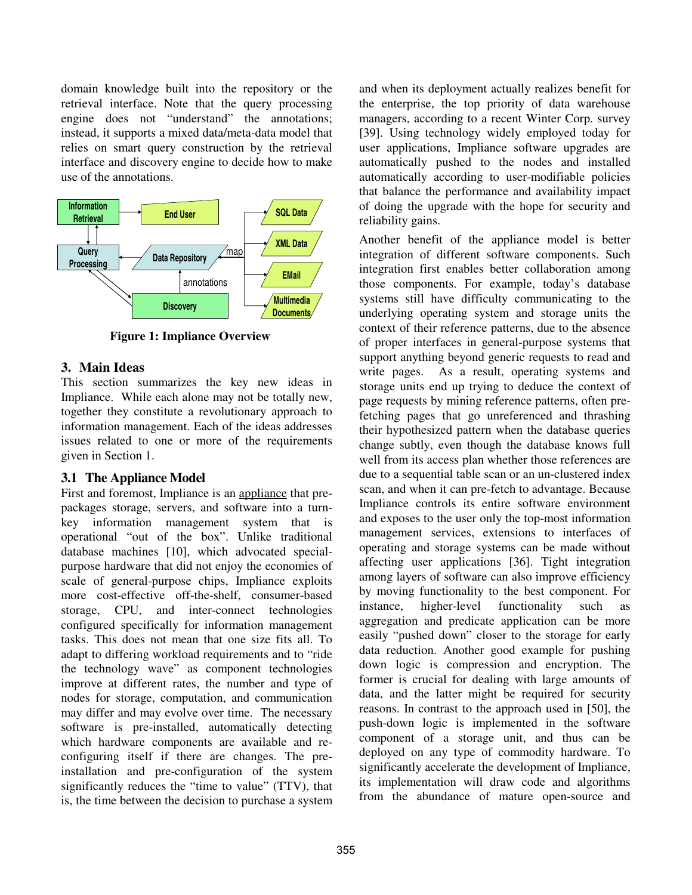domain knowledge built into the repository or the retrieval interface. Note that the query processing engine does not "understand" the annotations; instead, it supports a mixed data/meta-data model that relies on smart query construction by the retrieval interface and discovery engine to decide how to make use of the annotations.

**Figure 1: Impliance Overview**

## 3. Main Ideas

This section summarizes the key new ideas in Impliance. While each alone may not be totally new, together they constitute a revolutionary approach to information management. Each of the ideas addresses issues related to one or more of the requirements given in Section 1.

### 3.1 The Appliance Model

First and foremost, Impliance is an appliance that pre-packages storage, servers, and software into a turn-key information management system that is operational "out of the box". Unlike traditional database machines [10], which advocated special-purpose hardware that did not enjoy the economies of scale of general-purpose chips, Impliance exploits more cost-effective off-the-shelf, consumer-based storage, CPU, and inter-connect technologies configured specifically for information management tasks. This does not mean that one size fits all. To adapt to differing workload requirements and to "ride the technology wave" as component technologies improve at different rates, the number and type of nodes for storage, computation, and communication may differ and may evolve over time. The necessary software is pre-installed, automatically detecting which hardware components are available and re-configuring itself if there are changes. The pre-installation and pre-configuration of the system significantly reduces the "time to value" (TTV), that is, the time between the decision to purchase a system and when its deployment actually realizes benefit for the enterprise, the top priority of data warehouse managers, according to a recent Winter Corp. survey [39]. Using technology widely employed today for user applications, Impliance software upgrades are automatically pushed to the nodes and installed automatically according to user-modifiable policies that balance the performance and availability impact of doing the upgrade with the hope for security and reliability gains.

Another benefit of the appliance model is better integration of different software components. Such integration first enables better collaboration among those components. For example, today's database systems still have difficulty communicating to the underlying operating system and storage units the context of their reference patterns, due to the absence of proper interfaces in general-purpose systems that support anything beyond generic requests to read and write pages. As a result, operating systems and storage units end up trying to deduce the context of page requests by mining reference patterns, often pre-fetching pages that go unreferenced and thrashing their hypothesized pattern when the database queries change subtly, even though the database knows full well from its access plan whether those references are due to a sequential table scan or an un-clustered index scan, and when it can pre-fetch to advantage. Because Impliance controls its entire software environment and exposes to the user only the top-most information management services, extensions to interfaces of operating and storage systems can be made without affecting user applications [36]. Tight integration among layers of software can also improve efficiency by moving functionality to the best component. For instance, higher-level functionality such as aggregation and predicate application can be more easily "pushed down" closer to the storage for early data reduction. Another good example for pushing down logic is compression and encryption. The former is crucial for dealing with large amounts of data, and the latter might be required for security reasons. In contrast to the approach used in [50], the push-down logic is implemented in the software component of a storage unit, and thus can be deployed on any type of commodity hardware. To significantly accelerate the development of Impliance, its implementation will draw code and algorithms from the abundance of mature open-source and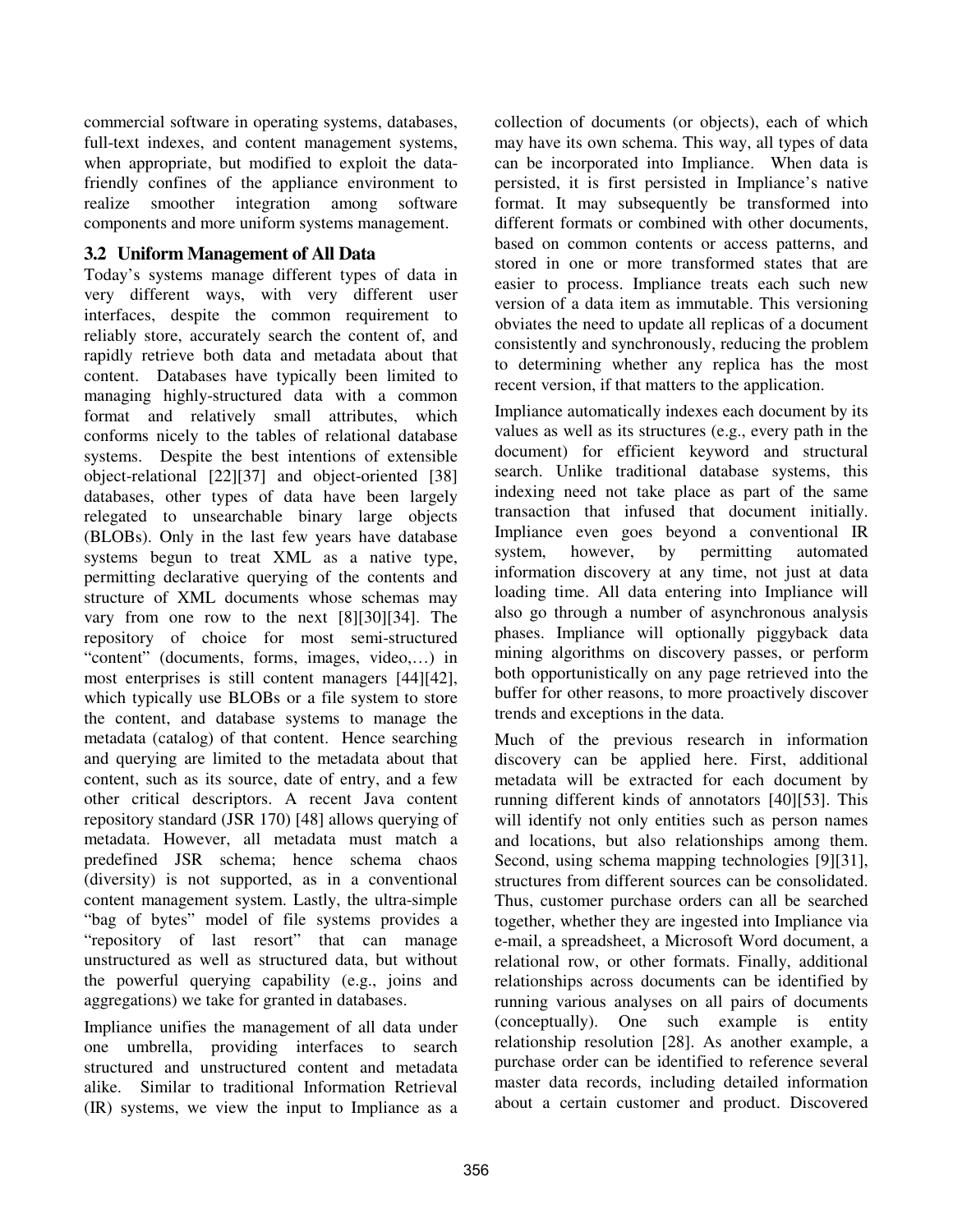commercial software in operating systems, databases, full-text indexes, and content management systems, when appropriate, but modified to exploit the data-friendly confines of the appliance environment to realize smoother integration among software components and more uniform systems management.

### 3.2 Uniform Management of All Data

Today's systems manage different types of data in very different ways, with very different user interfaces, despite the common requirement to reliably store, accurately search the content of, and rapidly retrieve both data and metadata about that content. Databases have typically been limited to managing highly-structured data with a common format and relatively small attributes, which conforms nicely to the tables of relational database systems. Despite the best intentions of extensible object-relational [22][37] and object-oriented [38] databases, other types of data have been largely relegated to unsearchable binary large objects (BLOBs). Only in the last few years have database systems begun to treat XML as a native type, permitting declarative querying of the contents and structure of XML documents whose schemas may vary from one row to the next [8][30][34]. The repository of choice for most semi-structured "content" (documents, forms, images, video,…) in most enterprises is still content managers [44][42], which typically use BLOBs or a file system to store the content, and database systems to manage the metadata (catalog) of that content. Hence searching and querying are limited to the metadata about that content, such as its source, date of entry, and a few other critical descriptors. A recent Java content repository standard (JSR 170) [48] allows querying of metadata. However, all metadata must match a predefined JSR schema; hence schema chaos (diversity) is not supported, as in a conventional content management system. Lastly, the ultra-simple "bag of bytes" model of file systems provides a "repository of last resort" that can manage unstructured as well as structured data, but without the powerful querying capability (e.g., joins and aggregations) we take for granted in databases.

Impliance unifies the management of all data under one umbrella, providing interfaces to search structured and unstructured content and metadata alike. Similar to traditional Information Retrieval (IR) systems, we view the input to Impliance as a collection of documents (or objects), each of which may have its own schema. This way, all types of data can be incorporated into Impliance. When data is persisted, it is first persisted in Impliance's native format. It may subsequently be transformed into different formats or combined with other documents, based on common contents or access patterns, and stored in one or more transformed states that are easier to process. Impliance treats each such new version of a data item as immutable. This versioning obviates the need to update all replicas of a document consistently and synchronously, reducing the problem to determining whether any replica has the most recent version, if that matters to the application.

Impliance automatically indexes each document by its values as well as its structures (e.g., every path in the document) for efficient keyword and structural search. Unlike traditional database systems, this indexing need not take place as part of the same transaction that infused that document initially. Impliance even goes beyond a conventional IR system, however, by permitting automated information discovery at any time, not just at data loading time. All data entering into Impliance will also go through a number of asynchronous analysis phases. Impliance will optionally piggyback data mining algorithms on discovery passes, or perform both opportunistically on any page retrieved into the buffer for other reasons, to more proactively discover trends and exceptions in the data.

Much of the previous research in information discovery can be applied here. First, additional metadata will be extracted for each document by running different kinds of annotators [40][53]. This will identify not only entities such as person names and locations, but also relationships among them. Second, using schema mapping technologies [9][31], structures from different sources can be consolidated. Thus, customer purchase orders can all be searched together, whether they are ingested into Impliance via e-mail, a spreadsheet, a Microsoft Word document, a relational row, or other formats. Finally, additional relationships across documents can be identified by running various analyses on all pairs of documents (conceptually). One such example is entity relationship resolution [28]. As another example, a purchase order can be identified to reference several master data records, including detailed information about a certain customer and product. Discovered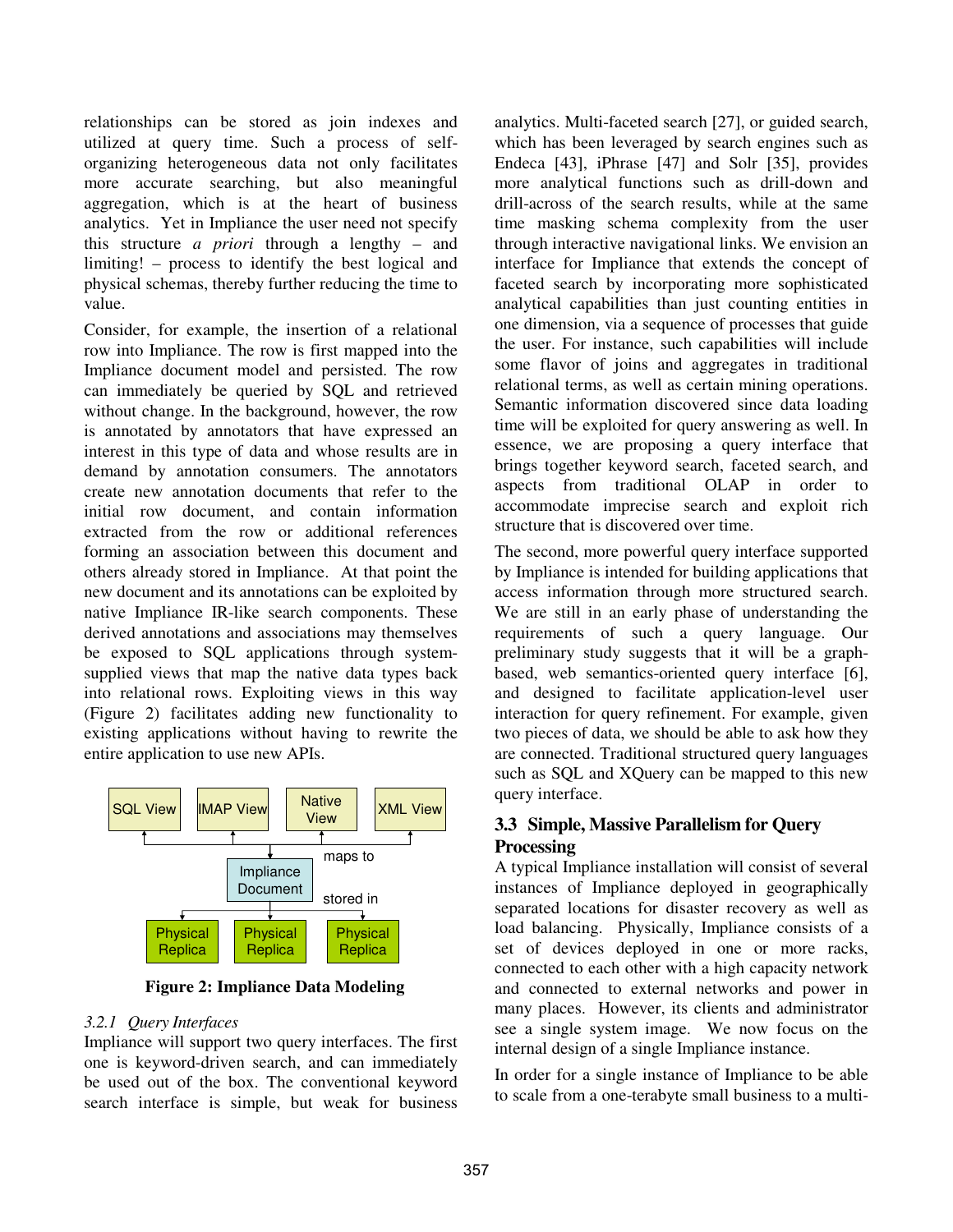relationships can be stored as join indexes and utilized at query time. Such a process of self-organizing heterogeneous data not only facilitates more accurate searching, but also meaningful aggregation, which is at the heart of business analytics. Yet in Impliance the user need not specify this structure *a priori* through a lengthy – and limiting! – process to identify the best logical and physical schemas, thereby further reducing the time to value.

Consider, for example, the insertion of a relational row into Impliance. The row is first mapped into the Impliance document model and persisted. The row can immediately be queried by SQL and retrieved without change. In the background, however, the row is annotated by annotators that have expressed an interest in this type of data and whose results are in demand by annotation consumers. The annotators create new annotation documents that refer to the initial row document, and contain information extracted from the row or additional references forming an association between this document and others already stored in Impliance. At that point the new document and its annotations can be exploited by native Impliance IR-like search components. These derived annotations and associations may themselves be exposed to SQL applications through system-supplied views that map the native data types back into relational rows. Exploiting views in this way (Figure 2) facilitates adding new functionality to existing applications without having to rewrite the entire application to use new APIs.

**Figure 2: Impliance Data Modeling**

#### *3.2.1 Query Interfaces*

Impliance will support two query interfaces. The first one is keyword-driven search, and can immediately be used out of the box. The conventional keyword search interface is simple, but weak for business analytics. Multi-faceted search [27], or guided search, which has been leveraged by search engines such as Endeca [43], iPhrase [47] and Solr [35], provides more analytical functions such as drill-down and drill-across of the search results, while at the same time masking schema complexity from the user through interactive navigational links. We envision an interface for Impliance that extends the concept of faceted search by incorporating more sophisticated analytical capabilities than just counting entities in one dimension, via a sequence of processes that guide the user. For instance, such capabilities will include some flavor of joins and aggregates in traditional relational terms, as well as certain mining operations. Semantic information discovered since data loading time will be exploited for query answering as well. In essence, we are proposing a query interface that brings together keyword search, faceted search, and aspects from traditional OLAP in order to accommodate imprecise search and exploit rich structure that is discovered over time.

The second, more powerful query interface supported by Impliance is intended for building applications that access information through more structured search. We are still in an early phase of understanding the requirements of such a query language. Our preliminary study suggests that it will be a graph-based, web semantics-oriented query interface [6], and designed to facilitate application-level user interaction for query refinement. For example, given two pieces of data, we should be able to ask how they are connected. Traditional structured query languages such as SQL and XQuery can be mapped to this new query interface.

### 3.3 Simple, Massive Parallelism for Query Processing

A typical Impliance installation will consist of several instances of Impliance deployed in geographically separated locations for disaster recovery as well as load balancing. Physically, Impliance consists of a set of devices deployed in one or more racks, connected to each other with a high capacity network and connected to external networks and power in many places. However, its clients and administrator see a single system image. We now focus on the internal design of a single Impliance instance.

In order for a single instance of Impliance to be able to scale from a one-terabyte small business to a multi-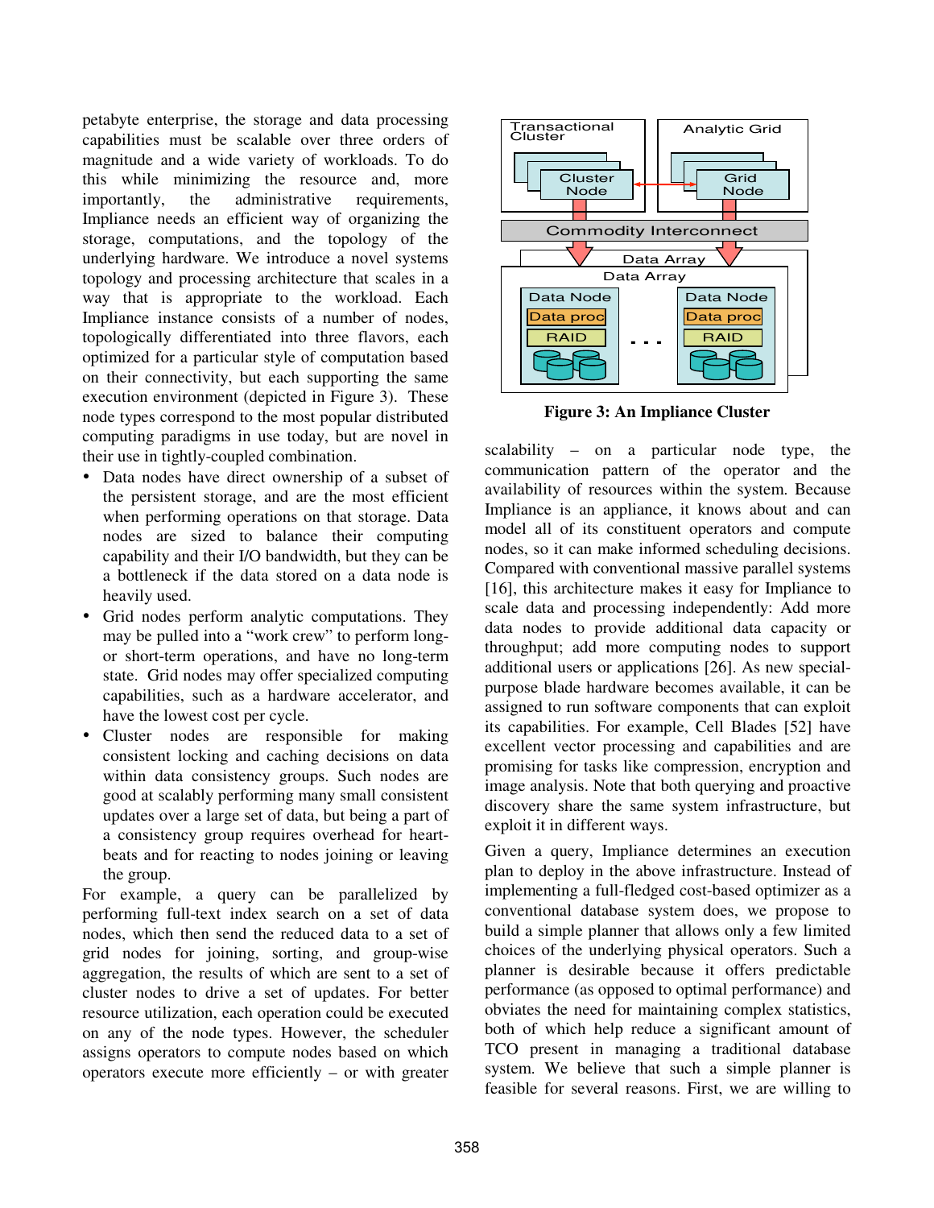petabyte enterprise, the storage and data processing capabilities must be scalable over three orders of magnitude and a wide variety of workloads. To do this while minimizing the resource and, more importantly, the administrative requirements, Impliance needs an efficient way of organizing the storage, computations, and the topology of the underlying hardware. We introduce a novel systems topology and processing architecture that scales in a way that is appropriate to the workload. Each Impliance instance consists of a number of nodes, topologically differentiated into three flavors, each optimized for a particular style of computation based on their connectivity, but each supporting the same execution environment (depicted in Figure 3). These node types correspond to the most popular distributed computing paradigms in use today, but are novel in their use in tightly-coupled combination.

- Data nodes have direct ownership of a subset of the persistent storage, and are the most efficient when performing operations on that storage. Data nodes are sized to balance their computing capability and their I/O bandwidth, but they can be a bottleneck if the data stored on a data node is heavily used.
- Grid nodes perform analytic computations. They may be pulled into a "work crew" to perform long- or short-term operations, and have no long-term state. Grid nodes may offer specialized computing capabilities, such as a hardware accelerator, and have the lowest cost per cycle.
- Cluster nodes are responsible for making consistent locking and caching decisions on data within data consistency groups. Such nodes are good at scalably performing many small consistent updates over a large set of data, but being a part of a consistency group requires overhead for heart-beats and for reacting to nodes joining or leaving the group.

For example, a query can be parallelized by performing full-text index search on a set of data nodes, which then send the reduced data to a set of grid nodes for joining, sorting, and group-wise aggregation, the results of which are sent to a set of cluster nodes to drive a set of updates. For better resource utilization, each operation could be executed on any of the node types. However, the scheduler assigns operators to compute nodes based on which operators execute more efficiently – or with greater scalability – on a particular node type, the communication pattern of the operator and the availability of resources within the system. Because Impliance is an appliance, it knows about and can model all of its constituent operators and compute nodes, so it can make informed scheduling decisions. Compared with conventional massive parallel systems [16], this architecture makes it easy for Impliance to scale data and processing independently: Add more data nodes to provide additional data capacity or throughput; add more computing nodes to support additional users or applications [26]. As new special-purpose blade hardware becomes available, it can be assigned to run software components that can exploit its capabilities. For example, Cell Blades [52] have excellent vector processing and capabilities and are promising for tasks like compression, encryption and image analysis. Note that both querying and proactive discovery share the same system infrastructure, but exploit it in different ways.

**Figure 3: An Impliance Cluster**

Given a query, Impliance determines an execution plan to deploy in the above infrastructure. Instead of implementing a full-fledged cost-based optimizer as a conventional database system does, we propose to build a simple planner that allows only a few limited choices of the underlying physical operators. Such a planner is desirable because it offers predictable performance (as opposed to optimal performance) and obviates the need for maintaining complex statistics, both of which help reduce a significant amount of TCO present in managing a traditional database system. We believe that such a simple planner is feasible for several reasons. First, we are willing to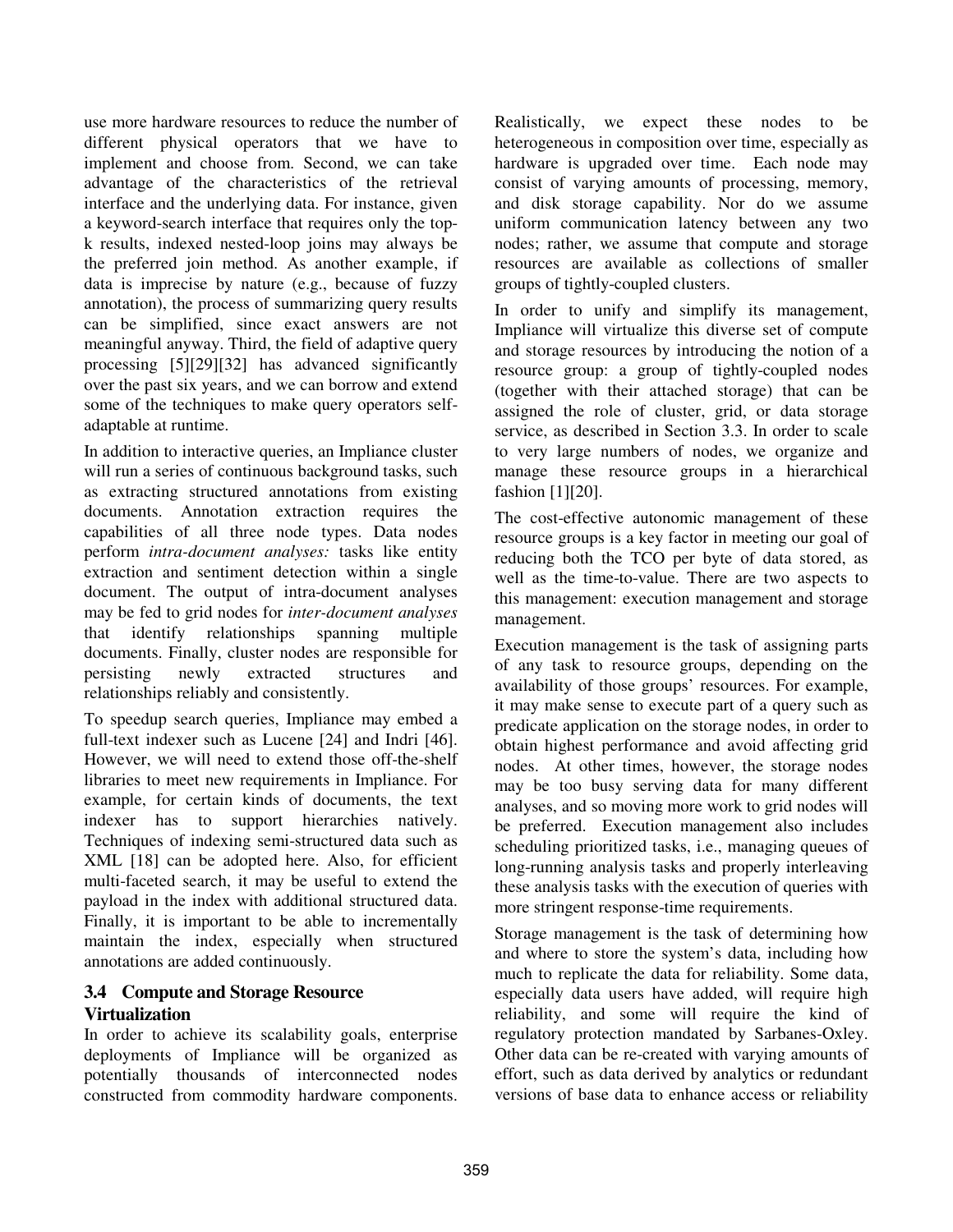use more hardware resources to reduce the number of different physical operators that we have to implement and choose from. Second, we can take advantage of the characteristics of the retrieval interface and the underlying data. For instance, given a keyword-search interface that requires only the top-k results, indexed nested-loop joins may always be the preferred join method. As another example, if data is imprecise by nature (e.g., because of fuzzy annotation), the process of summarizing query results can be simplified, since exact answers are not meaningful anyway. Third, the field of adaptive query processing [5][29][32] has advanced significantly over the past six years, and we can borrow and extend some of the techniques to make query operators self-adaptable at runtime.

In addition to interactive queries, an Impliance cluster will run a series of continuous background tasks, such as extracting structured annotations from existing documents. Annotation extraction requires the capabilities of all three node types. Data nodes perform *intra-document analyses:* tasks like entity extraction and sentiment detection within a single document. The output of intra-document analyses may be fed to grid nodes for *inter-document analyses* that identify relationships spanning multiple documents. Finally, cluster nodes are responsible for persisting newly extracted structures and relationships reliably and consistently.

To speedup search queries, Impliance may embed a full-text indexer such as Lucene [24] and Indri [46]. However, we will need to extend those off-the-shelf libraries to meet new requirements in Impliance. For example, for certain kinds of documents, the text indexer has to support hierarchies natively. Techniques of indexing semi-structured data such as XML [18] can be adopted here. Also, for efficient multi-faceted search, it may be useful to extend the payload in the index with additional structured data. Finally, it is important to be able to incrementally maintain the index, especially when structured annotations are added continuously.

### 3.4 Compute and Storage Resource Virtualization

In order to achieve its scalability goals, enterprise deployments of Impliance will be organized as potentially thousands of interconnected nodes constructed from commodity hardware components. Realistically, we expect these nodes to be heterogeneous in composition over time, especially as hardware is upgraded over time. Each node may consist of varying amounts of processing, memory, and disk storage capability. Nor do we assume uniform communication latency between any two nodes; rather, we assume that compute and storage resources are available as collections of smaller groups of tightly-coupled clusters.

In order to unify and simplify its management, Impliance will virtualize this diverse set of compute and storage resources by introducing the notion of a resource group: a group of tightly-coupled nodes (together with their attached storage) that can be assigned the role of cluster, grid, or data storage service, as described in Section 3.3. In order to scale to very large numbers of nodes, we organize and manage these resource groups in a hierarchical fashion [1][20].

The cost-effective autonomic management of these resource groups is a key factor in meeting our goal of reducing both the TCO per byte of data stored, as well as the time-to-value. There are two aspects to this management: execution management and storage management.

Execution management is the task of assigning parts of any task to resource groups, depending on the availability of those groups' resources. For example, it may make sense to execute part of a query such as predicate application on the storage nodes, in order to obtain highest performance and avoid affecting grid nodes. At other times, however, the storage nodes may be too busy serving data for many different analyses, and so moving more work to grid nodes will be preferred. Execution management also includes scheduling prioritized tasks, i.e., managing queues of long-running analysis tasks and properly interleaving these analysis tasks with the execution of queries with more stringent response-time requirements.

Storage management is the task of determining how and where to store the system's data, including how much to replicate the data for reliability. Some data, especially data users have added, will require high reliability, and some will require the kind of regulatory protection mandated by Sarbanes-Oxley. Other data can be re-created with varying amounts of effort, such as data derived by analytics or redundant versions of base data to enhance access or reliability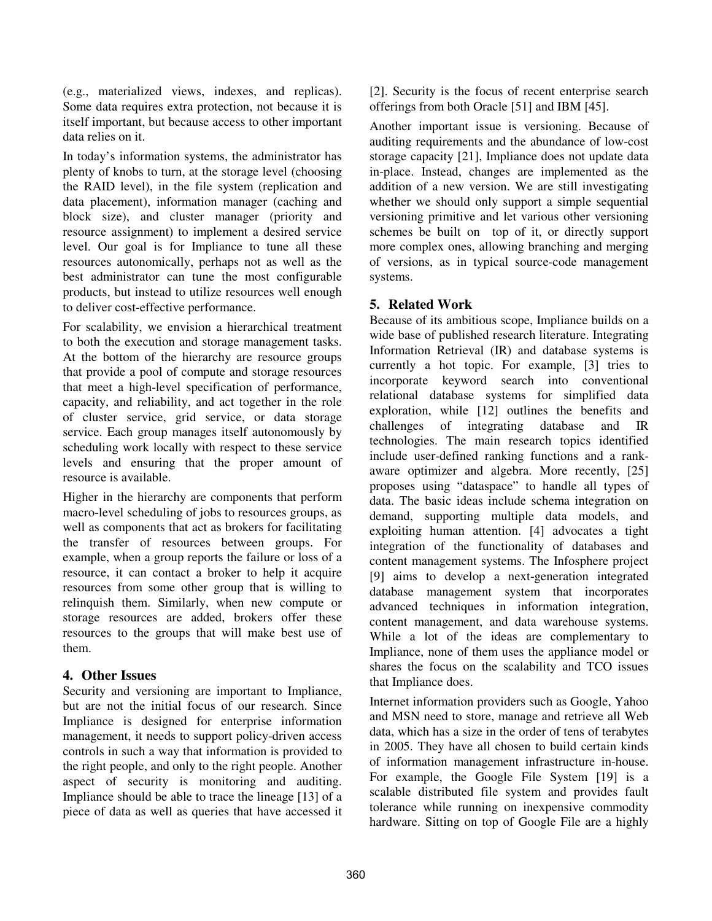(e.g., materialized views, indexes, and replicas). Some data requires extra protection, not because it is itself important, but because access to other important data relies on it.

In today's information systems, the administrator has plenty of knobs to turn, at the storage level (choosing the RAID level), in the file system (replication and data placement), information manager (caching and block size), and cluster manager (priority and resource assignment) to implement a desired service level. Our goal is for Impliance to tune all these resources autonomically, perhaps not as well as the best administrator can tune the most configurable products, but instead to utilize resources well enough to deliver cost-effective performance.

For scalability, we envision a hierarchical treatment to both the execution and storage management tasks. At the bottom of the hierarchy are resource groups that provide a pool of compute and storage resources that meet a high-level specification of performance, capacity, and reliability, and act together in the role of cluster service, grid service, or data storage service. Each group manages itself autonomously by scheduling work locally with respect to these service levels and ensuring that the proper amount of resource is available.

Higher in the hierarchy are components that perform macro-level scheduling of jobs to resources groups, as well as components that act as brokers for facilitating the transfer of resources between groups. For example, when a group reports the failure or loss of a resource, it can contact a broker to help it acquire resources from some other group that is willing to relinquish them. Similarly, when new compute or storage resources are added, brokers offer these resources to the groups that will make best use of them.

## 4. Other Issues

Security and versioning are important to Impliance, but are not the initial focus of our research. Since Impliance is designed for enterprise information management, it needs to support policy-driven access controls in such a way that information is provided to the right people, and only to the right people. Another aspect of security is monitoring and auditing. Impliance should be able to trace the lineage [13] of a piece of data as well as queries that have accessed it [2]. Security is the focus of recent enterprise search offerings from both Oracle [51] and IBM [45].

Another important issue is versioning. Because of auditing requirements and the abundance of low-cost storage capacity [21], Impliance does not update data in-place. Instead, changes are implemented as the addition of a new version. We are still investigating whether we should only support a simple sequential versioning primitive and let various other versioning schemes be built on top of it, or directly support more complex ones, allowing branching and merging of versions, as in typical source-code management systems.

## 5. Related Work

Because of its ambitious scope, Impliance builds on a wide base of published research literature. Integrating Information Retrieval (IR) and database systems is currently a hot topic. For example, [3] tries to incorporate keyword search into conventional relational database systems for simplified data exploration, while [12] outlines the benefits and challenges of integrating database and IR technologies. The main research topics identified include user-defined ranking functions and a rank-aware optimizer and algebra. More recently, [25] proposes using "dataspace" to handle all types of data. The basic ideas include schema integration on demand, supporting multiple data models, and exploiting human attention. [4] advocates a tight integration of the functionality of databases and content management systems. The Infosphere project [9] aims to develop a next-generation integrated database management system that incorporates advanced techniques in information integration, content management, and data warehouse systems. While a lot of the ideas are complementary to Impliance, none of them uses the appliance model or shares the focus on the scalability and TCO issues that Impliance does.

Internet information providers such as Google, Yahoo and MSN need to store, manage and retrieve all Web data, which has a size in the order of tens of terabytes in 2005. They have all chosen to build certain kinds of information management infrastructure in-house. For example, the Google File System [19] is a scalable distributed file system and provides fault tolerance while running on inexpensive commodity hardware. Sitting on top of Google File are a highly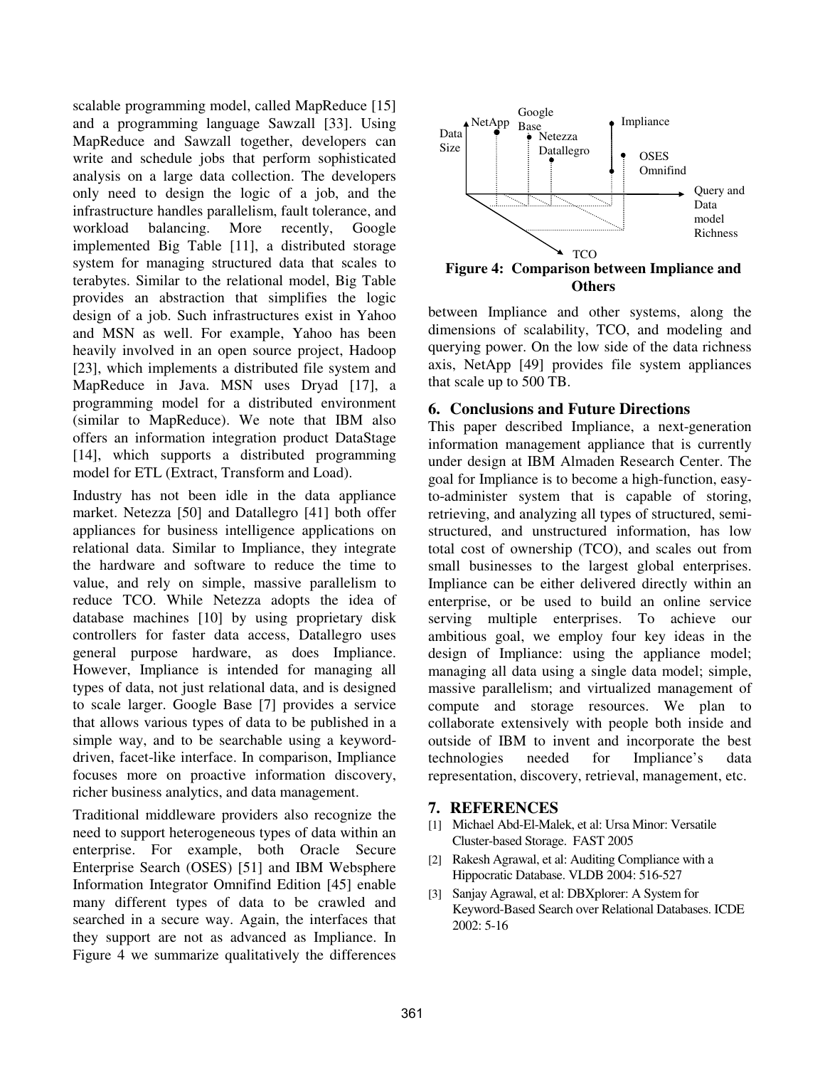scalable programming model, called MapReduce [15] and a programming language Sawzall [33]. Using MapReduce and Sawzall together, developers can write and schedule jobs that perform sophisticated analysis on a large data collection. The developers only need to design the logic of a job, and the infrastructure handles parallelism, fault tolerance, and workload balancing. More recently, Google implemented Big Table [11], a distributed storage system for managing structured data that scales to terabytes. Similar to the relational model, Big Table provides an abstraction that simplifies the logic design of a job. Such infrastructures exist in Yahoo and MSN as well. For example, Yahoo has been heavily involved in an open source project, Hadoop [23], which implements a distributed file system and MapReduce in Java. MSN uses Dryad [17], a programming model for a distributed environment (similar to MapReduce). We note that IBM also offers an information integration product DataStage [14], which supports a distributed programming model for ETL (Extract, Transform and Load).

Industry has not been idle in the data appliance market. Netezza [50] and Datallegro [41] both offer appliances for business intelligence applications on relational data. Similar to Impliance, they integrate the hardware and software to reduce the time to value, and rely on simple, massive parallelism to reduce TCO. While Netezza adopts the idea of database machines [10] by using proprietary disk controllers for faster data access, Datallegro uses general purpose hardware, as does Impliance. However, Impliance is intended for managing all types of data, not just relational data, and is designed to scale larger. Google Base [7] provides a service that allows various types of data to be published in a simple way, and to be searchable using a keyword-driven, facet-like interface. In comparison, Impliance focuses more on proactive information discovery, richer business analytics, and data management.

Traditional middleware providers also recognize the need to support heterogeneous types of data within an enterprise. For example, both Oracle Secure Enterprise Search (OSES) [51] and IBM Websphere Information Integrator Omnifind Edition [45] enable many different types of data to be crawled and searched in a secure way. Again, the interfaces that they support are not as advanced as Impliance. In Figure 4 we summarize qualitatively the differences between Impliance and other systems, along the dimensions of scalability, TCO, and modeling and querying power. On the low side of the data richness axis, NetApp [49] provides file system appliances that scale up to 500 TB.

**Figure 4: Comparison between Impliance and Others**

## 6. Conclusions and Future Directions

This paper described Impliance, a next-generation information management appliance that is currently under design at IBM Almaden Research Center. The goal for Impliance is to become a high-function, easy-to-administer system that is capable of storing, retrieving, and analyzing all types of structured, semi-structured, and unstructured information, has low total cost of ownership (TCO), and scales out from small businesses to the largest global enterprises. Impliance can be either delivered directly within an enterprise, or be used to build an online service serving multiple enterprises. To achieve our ambitious goal, we employ four key ideas in the design of Impliance: using the appliance model; managing all data using a single data model; simple, massive parallelism; and virtualized management of compute and storage resources. We plan to collaborate extensively with people both inside and outside of IBM to invent and incorporate the best technologies needed for Impliance's data representation, discovery, retrieval, management, etc.

## 7. REFERENCES

[1] Michael Abd-El-Malek, et al: Ursa Minor: Versatile Cluster-based Storage. FAST 2005

[2] Rakesh Agrawal, et al: Auditing Compliance with a Hippocratic Database. VLDB 2004: 516-527

[3] Sanjay Agrawal, et al: DBXplorer: A System for Keyword-Based Search over Relational Databases. ICDE 2002: 5-16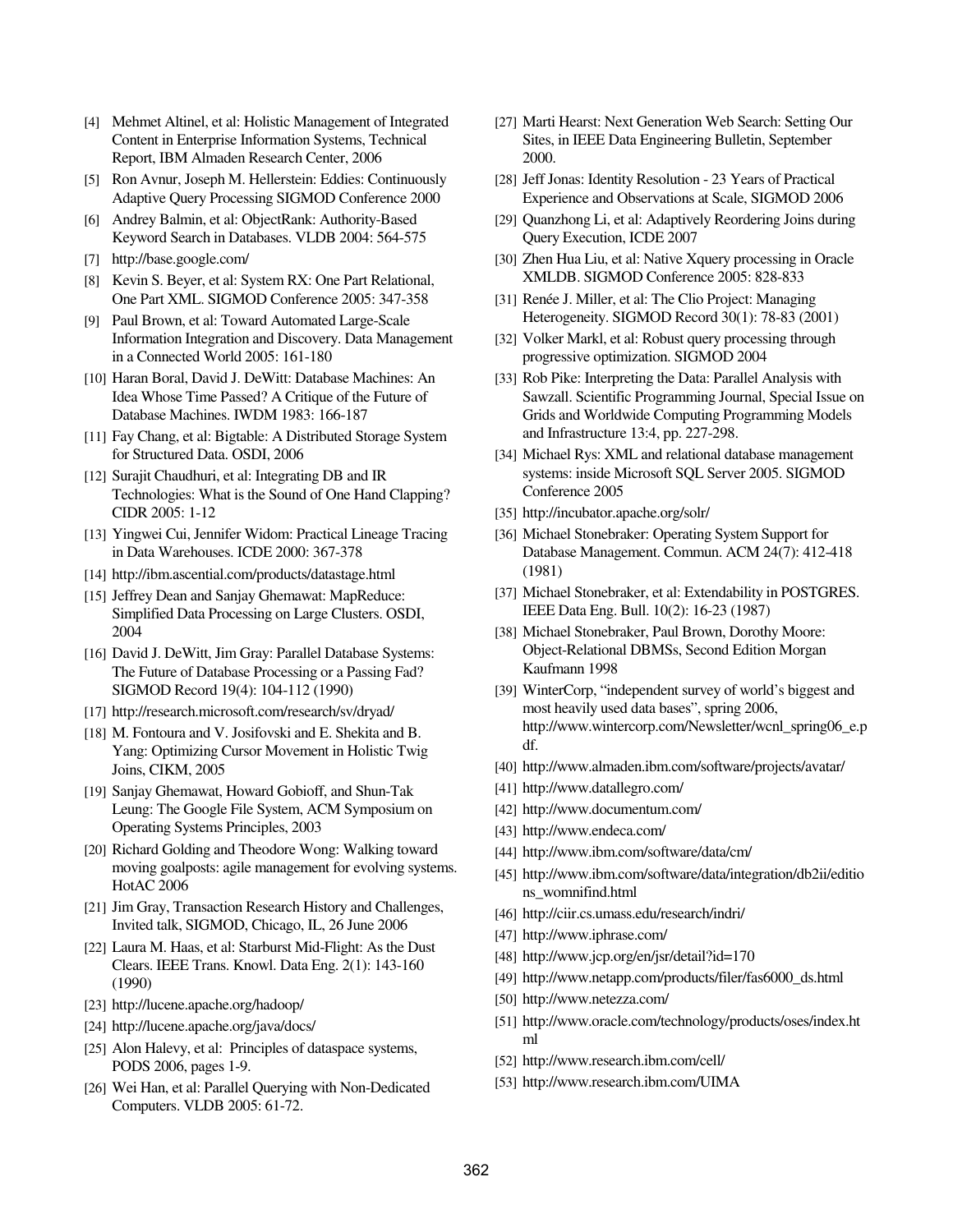[4] Mehmet Altinel, et al: Holistic Management of Integrated Content in Enterprise Information Systems, Technical Report, IBM Almaden Research Center, 2006

[5] Ron Avnur, Joseph M. Hellerstein: Eddies: Continuously Adaptive Query Processing SIGMOD Conference 2000

[6] Andrey Balmin, et al: ObjectRank: Authority-Based Keyword Search in Databases. VLDB 2004: 564-575

[7] http://base.google.com/

[8] Kevin S. Beyer, et al: System RX: One Part Relational, One Part XML. SIGMOD Conference 2005: 347-358

[9] Paul Brown, et al: Toward Automated Large-Scale Information Integration and Discovery. Data Management in a Connected World 2005: 161-180

[10] Haran Boral, David J. DeWitt: Database Machines: An Idea Whose Time Passed? A Critique of the Future of Database Machines. IWDM 1983: 166-187

[11] Fay Chang, et al: Bigtable: A Distributed Storage System for Structured Data. OSDI, 2006

[12] Surajit Chaudhuri, et al: Integrating DB and IR Technologies: What is the Sound of One Hand Clapping? CIDR 2005: 1-12

[13] Yingwei Cui, Jennifer Widom: Practical Lineage Tracing in Data Warehouses. ICDE 2000: 367-378

[14] http://ibm.ascential.com/products/datastage.html

[15] Jeffrey Dean and Sanjay Ghemawat: MapReduce: Simplified Data Processing on Large Clusters. OSDI, 2004

[16] David J. DeWitt, Jim Gray: Parallel Database Systems: The Future of Database Processing or a Passing Fad? SIGMOD Record 19(4): 104-112 (1990)

[17] http://research.microsoft.com/research/sv/dryad/

[18] M. Fontoura and V. Josifovski and E. Shekita and B. Yang: Optimizing Cursor Movement in Holistic Twig Joins, CIKM, 2005

[19] Sanjay Ghemawat, Howard Gobioff, and Shun-Tak Leung: The Google File System, ACM Symposium on Operating Systems Principles, 2003

[20] Richard Golding and Theodore Wong: Walking toward moving goalposts: agile management for evolving systems. HotAC 2006

[21] Jim Gray, Transaction Research History and Challenges, Invited talk, SIGMOD, Chicago, IL, 26 June 2006

[22] Laura M. Haas, et al: Starburst Mid-Flight: As the Dust Clears. IEEE Trans. Knowl. Data Eng. 2(1): 143-160 (1990)

[23] http://lucene.apache.org/hadoop/

[24] http://lucene.apache.org/java/docs/

[25] Alon Halevy, et al: Principles of dataspace systems, PODS 2006, pages 1-9.

[26] Wei Han, et al: Parallel Querying with Non-Dedicated Computers. VLDB 2005: 61-72.

[27] Marti Hearst: Next Generation Web Search: Setting Our Sites, in IEEE Data Engineering Bulletin, September 2000.

[28] Jeff Jonas: Identity Resolution - 23 Years of Practical Experience and Observations at Scale, SIGMOD 2006

[29] Quanzhong Li, et al: Adaptively Reordering Joins during Query Execution, ICDE 2007

[30] Zhen Hua Liu, et al: Native Xquery processing in Oracle XMLDB. SIGMOD Conference 2005: 828-833

[31] Renée J. Miller, et al: The Clio Project: Managing Heterogeneity. SIGMOD Record 30(1): 78-83 (2001)

[32] Volker Markl, et al: Robust query processing through progressive optimization. SIGMOD 2004

[33] Rob Pike: Interpreting the Data: Parallel Analysis with Sawzall. Scientific Programming Journal, Special Issue on Grids and Worldwide Computing Programming Models and Infrastructure 13:4, pp. 227-298.

[34] Michael Rys: XML and relational database management systems: inside Microsoft SQL Server 2005. SIGMOD Conference 2005

[35] http://incubator.apache.org/solr/

[36] Michael Stonebraker: Operating System Support for Database Management. Commun. ACM 24(7): 412-418 (1981)

[37] Michael Stonebraker, et al: Extendability in POSTGRES. IEEE Data Eng. Bull. 10(2): 16-23 (1987)

[38] Michael Stonebraker, Paul Brown, Dorothy Moore: Object-Relational DBMSs, Second Edition Morgan Kaufmann 1998

[39] WinterCorp, "independent survey of world's biggest and most heavily used data bases", spring 2006, http://www.wintercorp.com/Newsletter/wcnl_spring06_e.pdf.

[40] http://www.almaden.ibm.com/software/projects/avatar/

[41] http://www.datallegro.com/

[42] http://www.documentum.com/

[43] http://www.endeca.com/

[44] http://www.ibm.com/software/data/cm/

[45] http://www.ibm.com/software/data/integration/db2ii/editions_womnifind.html

[46] http://ciir.cs.umass.edu/research/indri/

[47] http://www.iphrase.com/

[48] http://www.jcp.org/en/jsr/detail?id=170

[49] http://www.netapp.com/products/filer/fas6000_ds.html

[50] http://www.netezza.com/

[51] http://www.oracle.com/technology/products/oses/index.html

[52] http://www.research.ibm.com/cell/

[53] http://www.research.ibm.com/UIMA